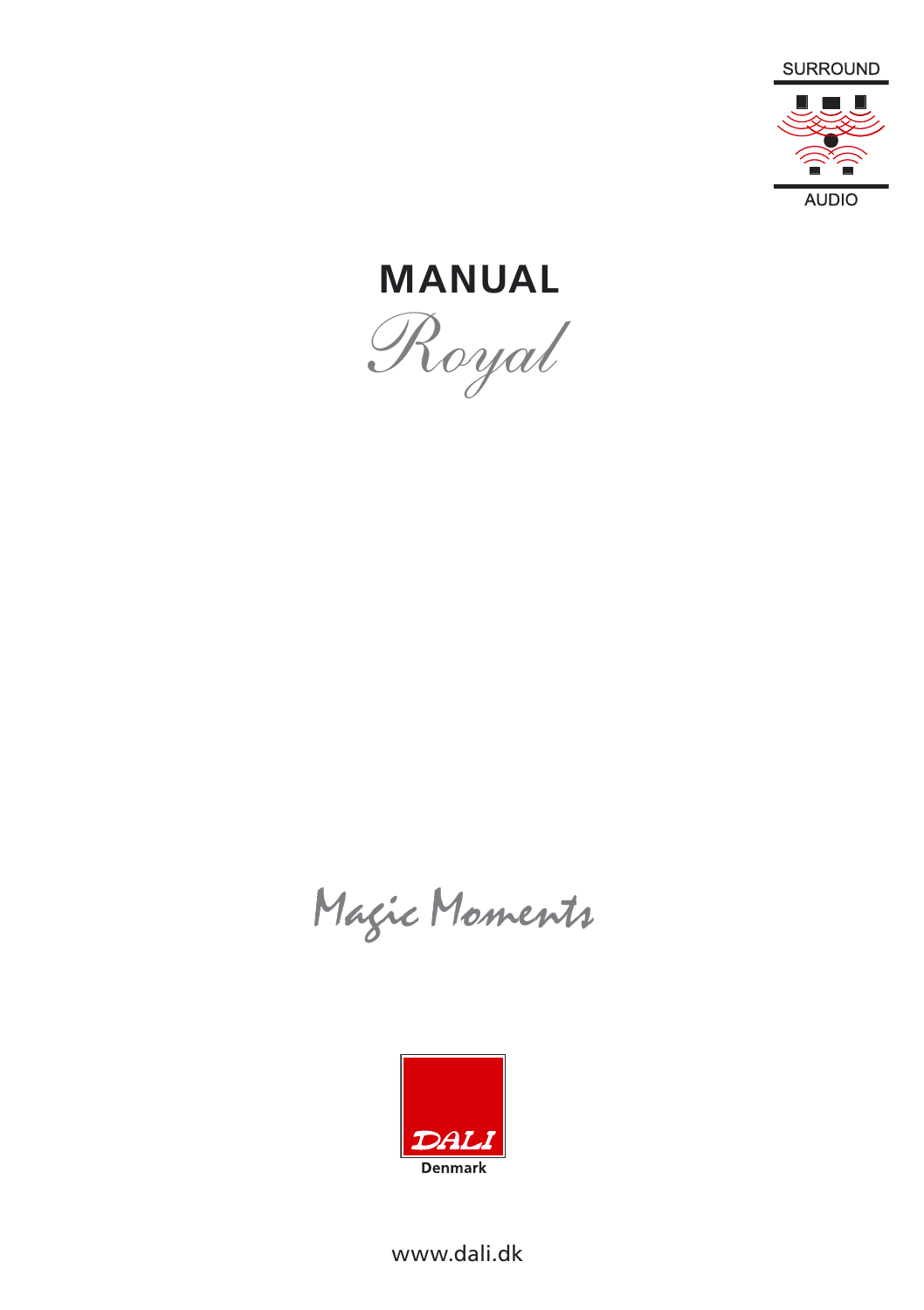SURROUND

AUDIO

# MANUAL

*Royal*

*Magic Moments*

DALI

Denmark

www.dali.dk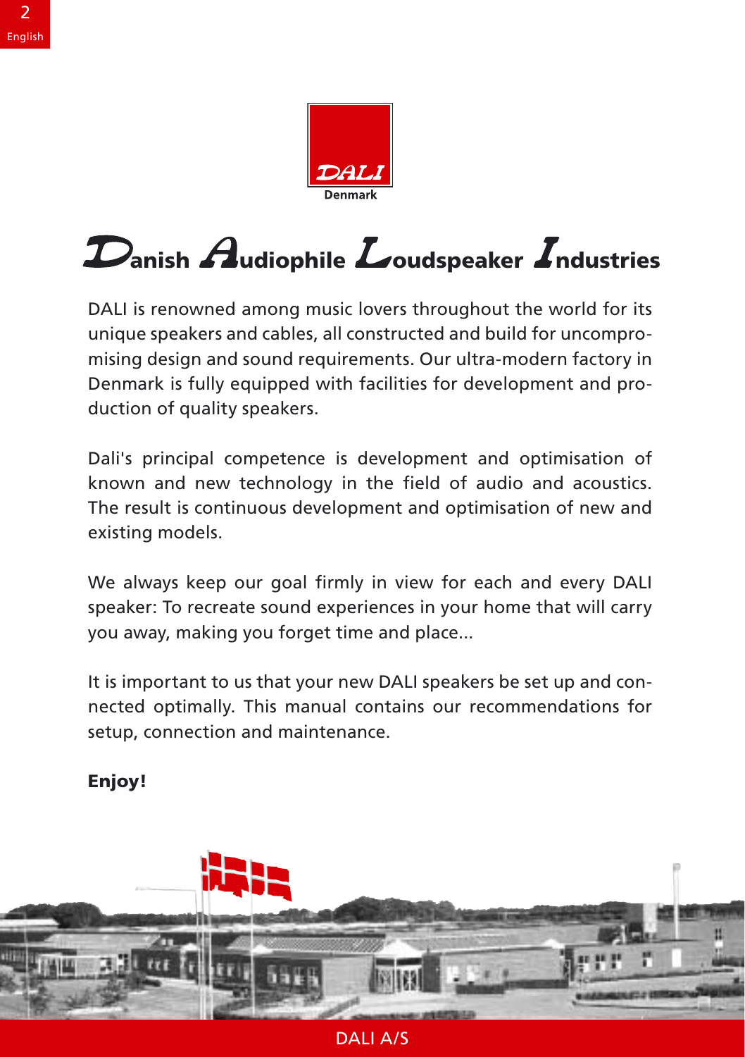# Danish Audiophile Loudspeaker Industries

DALI is renowned among music lovers throughout the world for its unique speakers and cables, all constructed and build for uncompromising design and sound requirements. Our ultra-modern factory in Denmark is fully equipped with facilities for development and production of quality speakers.

Dali's principal competence is development and optimisation of known and new technology in the field of audio and acoustics. The result is continuous development and optimisation of new and existing models.

We always keep our goal firmly in view for each and every DALI speaker: To recreate sound experiences in your home that will carry you away, making you forget time and place...

It is important to us that your new DALI speakers be set up and connected optimally. This manual contains our recommendations for setup, connection and maintenance.

**Enjoy!**

DALI A/S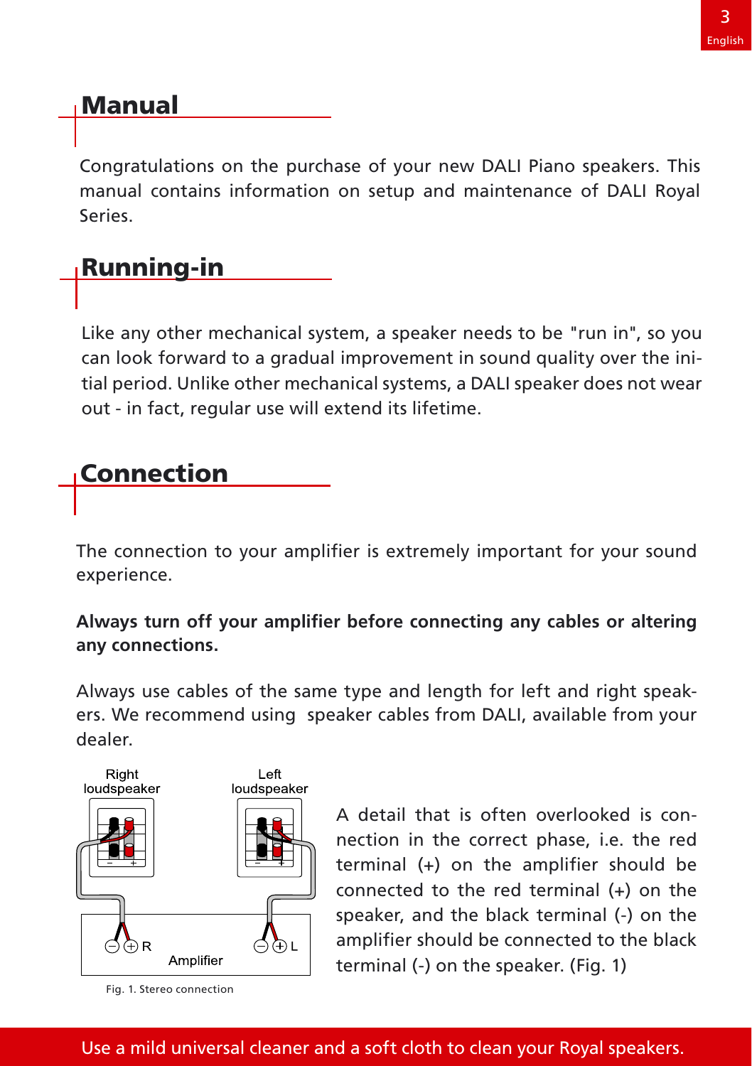## Manual

Congratulations on the purchase of your new DALI Piano speakers. This manual contains information on setup and maintenance of DALI Royal Series.

## Running-in

Like any other mechanical system, a speaker needs to be "run in", so you can look forward to a gradual improvement in sound quality over the initial period. Unlike other mechanical systems, a DALI speaker does not wear out - in fact, regular use will extend its lifetime.

## Connection

The connection to your amplifier is extremely important for your sound experience.

**Always turn off your amplifier before connecting any cables or altering any connections.**

Always use cables of the same type and length for left and right speakers. We recommend using speaker cables from DALI, available from your dealer.

Right loudspeaker

Left loudspeaker

Amplifier

Fig. 1. Stereo connection

A detail that is often overlooked is connection in the correct phase, i.e. the red terminal (+) on the amplifier should be connected to the red terminal (+) on the speaker, and the black terminal (-) on the amplifier should be connected to the black terminal (-) on the speaker. (Fig. 1)

Use a mild universal cleaner and a soft cloth to clean your Royal speakers.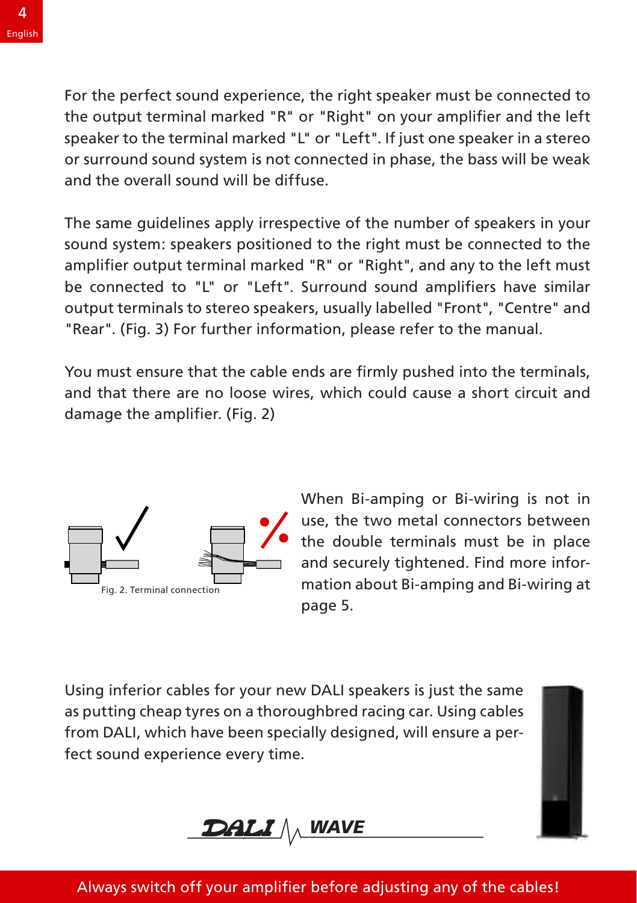For the perfect sound experience, the right speaker must be connected to the output terminal marked "R" or "Right" on your amplifier and the left speaker to the terminal marked "L" or "Left". If just one speaker in a stereo or surround sound system is not connected in phase, the bass will be weak and the overall sound will be diffuse.

The same guidelines apply irrespective of the number of speakers in your sound system: speakers positioned to the right must be connected to the amplifier output terminal marked "R" or "Right", and any to the left must be connected to "L" or "Left". Surround sound amplifiers have similar output terminals to stereo speakers, usually labelled "Front", "Centre" and "Rear". (Fig. 3) For further information, please refer to the manual.

You must ensure that the cable ends are firmly pushed into the terminals, and that there are no loose wires, which could cause a short circuit and damage the amplifier. (Fig. 2)

Fig. 2. Terminal connection

When Bi-amping or Bi-wiring is not in use, the two metal connectors between the double terminals must be in place and securely tightened. Find more information about Bi-amping and Bi-wiring at page 5.

Using inferior cables for your new DALI speakers is just the same as putting cheap tyres on a thoroughbred racing car. Using cables from DALI, which have been specially designed, will ensure a perfect sound experience every time.

DALI WAVE

Always switch off your amplifier before adjusting any of the cables!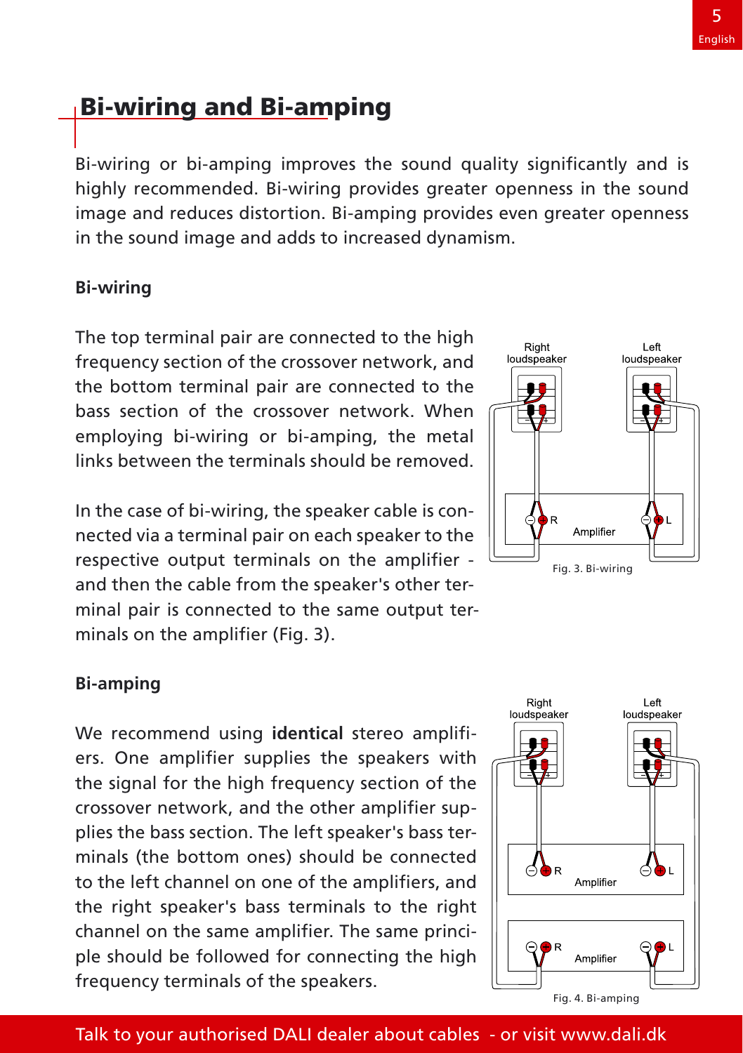# Bi-wiring and Bi-amping

Bi-wiring or bi-amping improves the sound quality significantly and is highly recommended. Bi-wiring provides greater openness in the sound image and reduces distortion. Bi-amping provides even greater openness in the sound image and adds to increased dynamism.

**Bi-wiring**

The top terminal pair are connected to the high frequency section of the crossover network, and the bottom terminal pair are connected to the bass section of the crossover network. When employing bi-wiring or bi-amping, the metal links between the terminals should be removed.

In the case of bi-wiring, the speaker cable is connected via a terminal pair on each speaker to the respective output terminals on the amplifier - and then the cable from the speaker's other terminal pair is connected to the same output terminals on the amplifier (Fig. 3).

Fig. 3. Bi-wiring

**Bi-amping**

We recommend using **identical** stereo amplifiers. One amplifier supplies the speakers with the signal for the high frequency section of the crossover network, and the other amplifier supplies the bass section. The left speaker's bass terminals (the bottom ones) should be connected to the left channel on one of the amplifiers, and the right speaker's bass terminals to the right channel on the same amplifier. The same principle should be followed for connecting the high frequency terminals of the speakers.

Fig. 4. Bi-amping

Talk to your authorised DALI dealer about cables - or visit www.dali.dk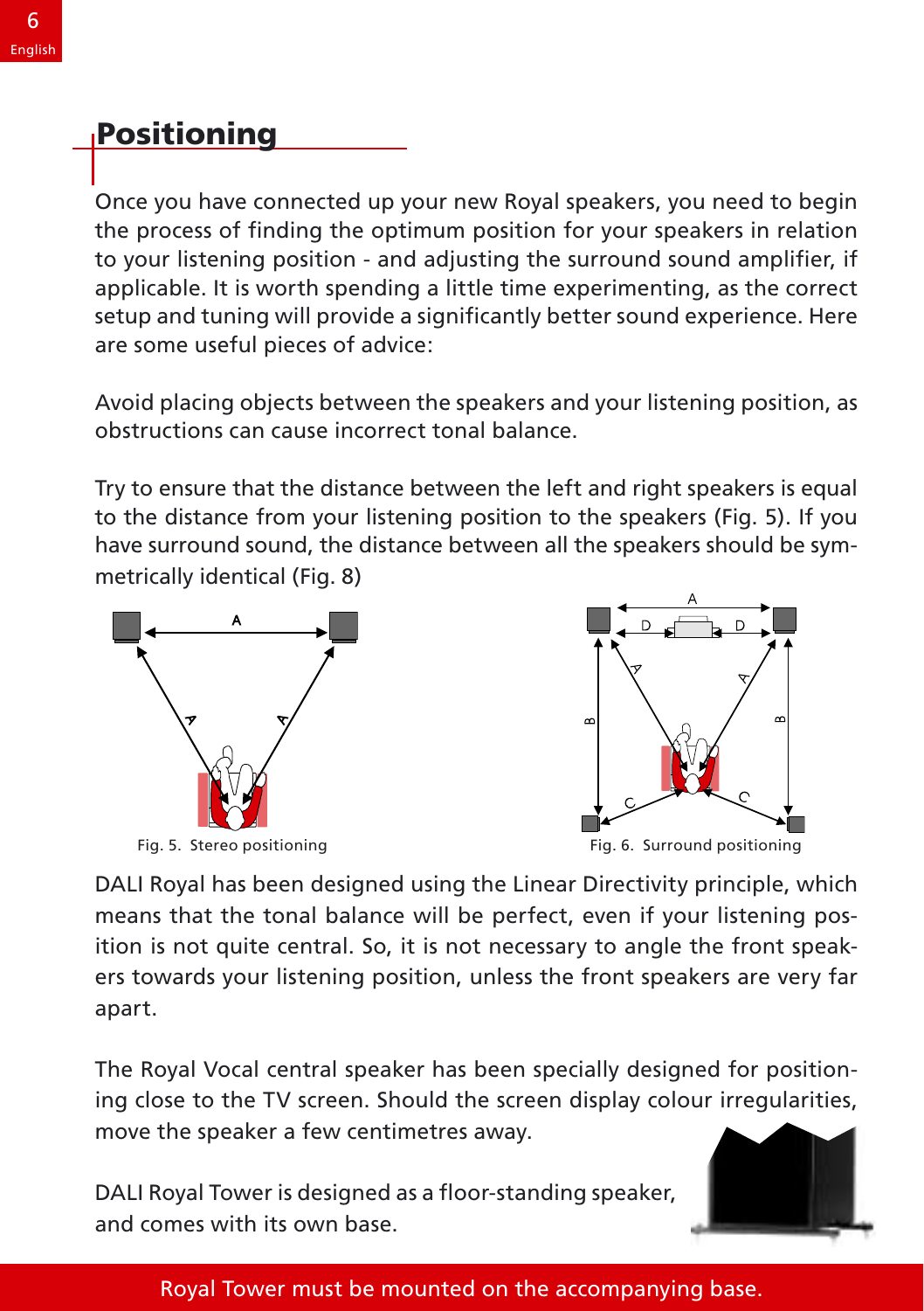## Positioning

Once you have connected up your new Royal speakers, you need to begin the process of finding the optimum position for your speakers in relation to your listening position - and adjusting the surround sound amplifier, if applicable. It is worth spending a little time experimenting, as the correct setup and tuning will provide a significantly better sound experience. Here are some useful pieces of advice:

Avoid placing objects between the speakers and your listening position, as obstructions can cause incorrect tonal balance.

Try to ensure that the distance between the left and right speakers is equal to the distance from your listening position to the speakers (Fig. 5). If you have surround sound, the distance between all the speakers should be symmetrically identical (Fig. 8)

Fig. 5. Stereo positioning

Fig. 6. Surround positioning

DALI Royal has been designed using the Linear Directivity principle, which means that the tonal balance will be perfect, even if your listening position is not quite central. So, it is not necessary to angle the front speakers towards your listening position, unless the front speakers are very far apart.

The Royal Vocal central speaker has been specially designed for positioning close to the TV screen. Should the screen display colour irregularities, move the speaker a few centimetres away.

DALI Royal Tower is designed as a floor-standing speaker, and comes with its own base.

Royal Tower must be mounted on the accompanying base.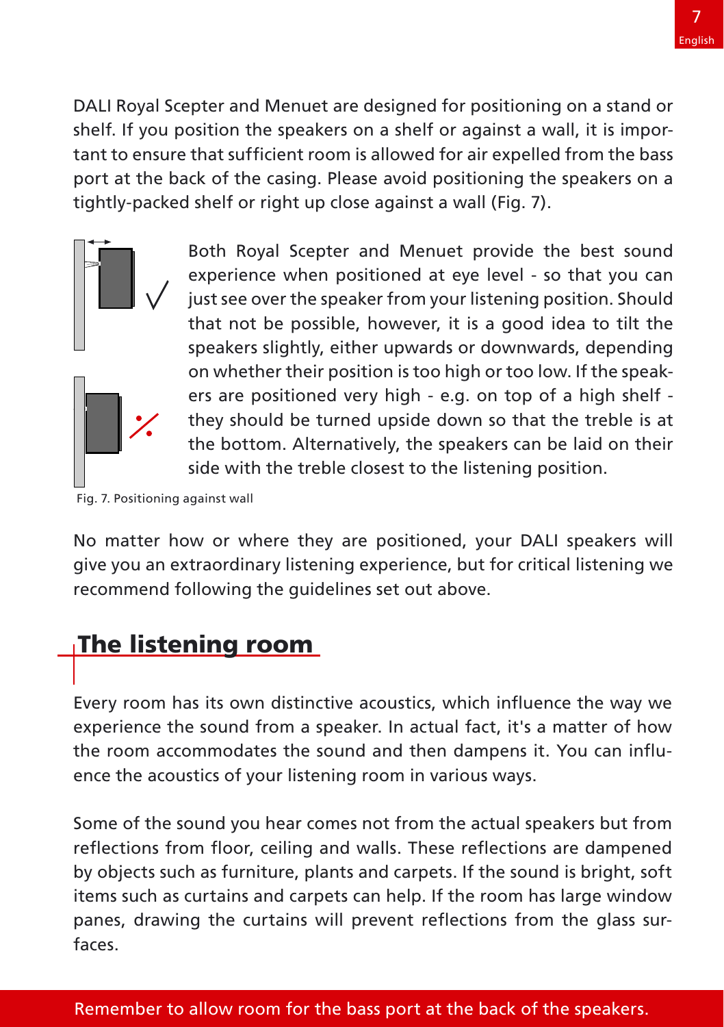DALI Royal Scepter and Menuet are designed for positioning on a stand or shelf. If you position the speakers on a shelf or against a wall, it is important to ensure that sufficient room is allowed for air expelled from the bass port at the back of the casing. Please avoid positioning the speakers on a tightly-packed shelf or right up close against a wall (Fig. 7).

Both Royal Scepter and Menuet provide the best sound experience when positioned at eye level - so that you can just see over the speaker from your listening position. Should that not be possible, however, it is a good idea to tilt the speakers slightly, either upwards or downwards, depending on whether their position is too high or too low. If the speakers are positioned very high - e.g. on top of a high shelf - they should be turned upside down so that the treble is at the bottom. Alternatively, the speakers can be laid on their side with the treble closest to the listening position.

Fig. 7. Positioning against wall

No matter how or where they are positioned, your DALI speakers will give you an extraordinary listening experience, but for critical listening we recommend following the guidelines set out above.

## The listening room

Every room has its own distinctive acoustics, which influence the way we experience the sound from a speaker. In actual fact, it's a matter of how the room accommodates the sound and then dampens it. You can influence the acoustics of your listening room in various ways.

Some of the sound you hear comes not from the actual speakers but from reflections from floor, ceiling and walls. These reflections are dampened by objects such as furniture, plants and carpets. If the sound is bright, soft items such as curtains and carpets can help. If the room has large window panes, drawing the curtains will prevent reflections from the glass surfaces.

Remember to allow room for the bass port at the back of the speakers.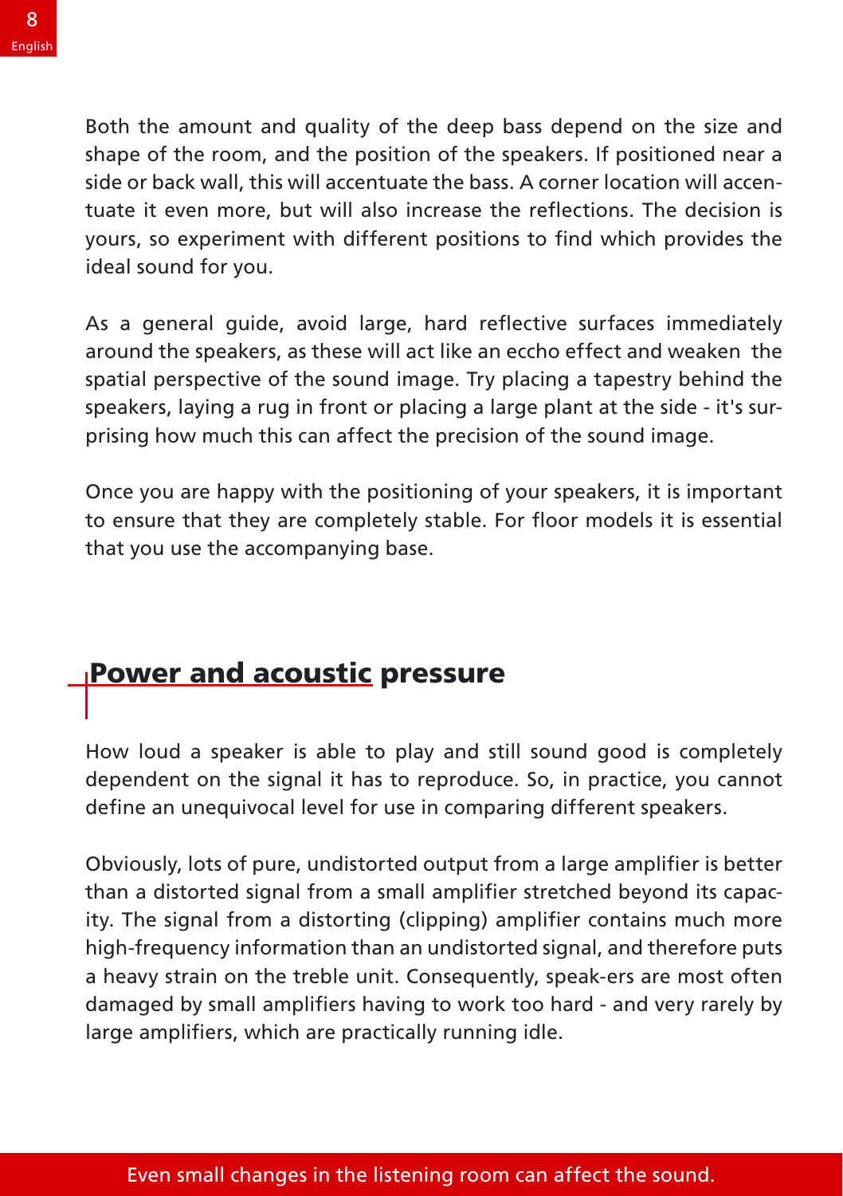Both the amount and quality of the deep bass depend on the size and shape of the room, and the position of the speakers. If positioned near a side or back wall, this will accentuate the bass. A corner location will accentuate it even more, but will also increase the reflections. The decision is yours, so experiment with different positions to find which provides the ideal sound for you.

As a general guide, avoid large, hard reflective surfaces immediately around the speakers, as these will act like an eccho effect and weaken the spatial perspective of the sound image. Try placing a tapestry behind the speakers, laying a rug in front or placing a large plant at the side - it's surprising how much this can affect the precision of the sound image.

Once you are happy with the positioning of your speakers, it is important to ensure that they are completely stable. For floor models it is essential that you use the accompanying base.

## Power and acoustic pressure

How loud a speaker is able to play and still sound good is completely dependent on the signal it has to reproduce. So, in practice, you cannot define an unequivocal level for use in comparing different speakers.

Obviously, lots of pure, undistorted output from a large amplifier is better than a distorted signal from a small amplifier stretched beyond its capacity. The signal from a distorting (clipping) amplifier contains much more high-frequency information than an undistorted signal, and therefore puts a heavy strain on the treble unit. Consequently, speak-ers are most often damaged by small amplifiers having to work too hard - and very rarely by large amplifiers, which are practically running idle.

Even small changes in the listening room can affect the sound.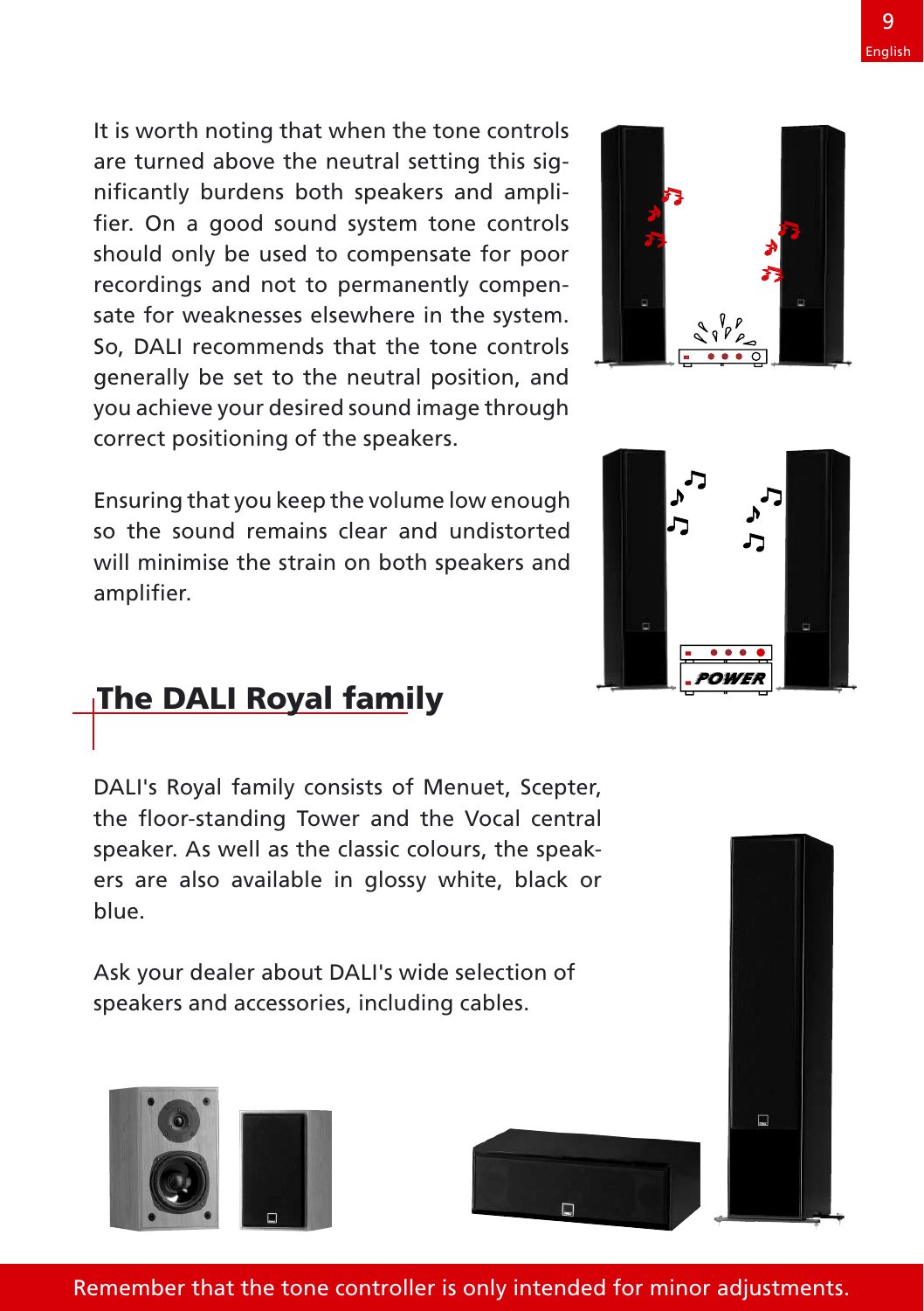It is worth noting that when the tone controls are turned above the neutral setting this significantly burdens both speakers and amplifier. On a good sound system tone controls should only be used to compensate for poor recordings and not to permanently compensate for weaknesses elsewhere in the system. So, DALI recommends that the tone controls generally be set to the neutral position, and you achieve your desired sound image through correct positioning of the speakers.

Ensuring that you keep the volume low enough so the sound remains clear and undistorted will minimise the strain on both speakers and amplifier.

## The DALI Royal family

DALI's Royal family consists of Menuet, Scepter, the floor-standing Tower and the Vocal central speaker. As well as the classic colours, the speakers are also available in glossy white, black or blue.

Ask your dealer about DALI's wide selection of speakers and accessories, including cables.

Remember that the tone controller is only intended for minor adjustments.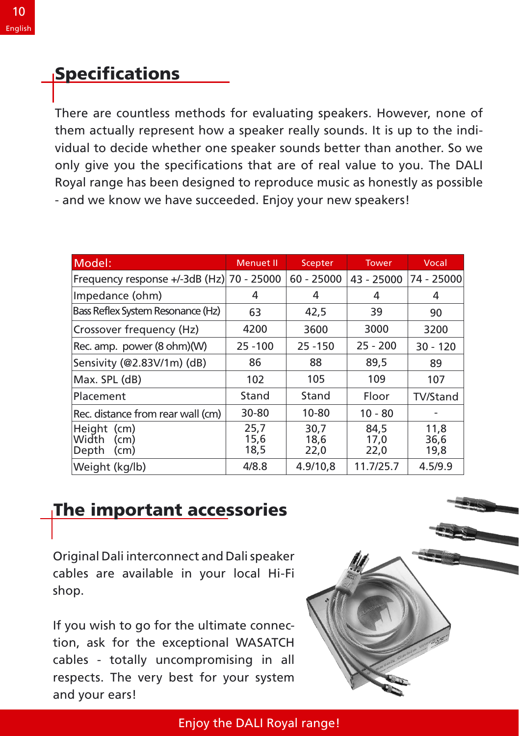## Specifications

There are countless methods for evaluating speakers. However, none of them actually represent how a speaker really sounds. It is up to the individual to decide whether one speaker sounds better than another. So we only give you the specifications that are of real value to you. The DALI Royal range has been designed to reproduce music as honestly as possible - and we know we have succeeded. Enjoy your new speakers!

| Model: | Menuet II | Scepter | Tower | Vocal |
|---|---|---|---|---|
| Frequency response +/-3dB (Hz) | 70 - 25000 | 60 - 25000 | 43 - 25000 | 74 - 25000 |
| Impedance (ohm) | 4 | 4 | 4 | 4 |
| Bass Reflex System Resonance (Hz) | 63 | 42,5 | 39 | 90 |
| Crossover frequency (Hz) | 4200 | 3600 | 3000 | 3200 |
| Rec. amp. power (8 ohm)(W) | 25 -100 | 25 -150 | 25 - 200 | 30 - 120 |
| Sensivity (@2.83V/1m) (dB) | 86 | 88 | 89,5 | 89 |
| Max. SPL (dB) | 102 | 105 | 109 | 107 |
| Placement | Stand | Stand | Floor | TV/Stand |
| Rec. distance from rear wall (cm) | 30-80 | 10-80 | 10 - 80 | - |
| Height (cm)<br>Width (cm)<br>Depth (cm) | 25,7<br>15,6<br>18,5 | 30,7<br>18,6<br>22,0 | 84,5<br>17,0<br>22,0 | 11,8<br>36,6<br>19,8 |
| Weight (kg/lb) | 4/8.8 | 4.9/10,8 | 11.7/25.7 | 4.5/9.9 |

## The important accessories

Original Dali interconnect and Dali speaker cables are available in your local Hi-Fi shop.

If you wish to go for the ultimate connection, ask for the exceptional WASATCH cables - totally uncompromising in all respects. The very best for your system and your ears!

Enjoy the DALI Royal range!